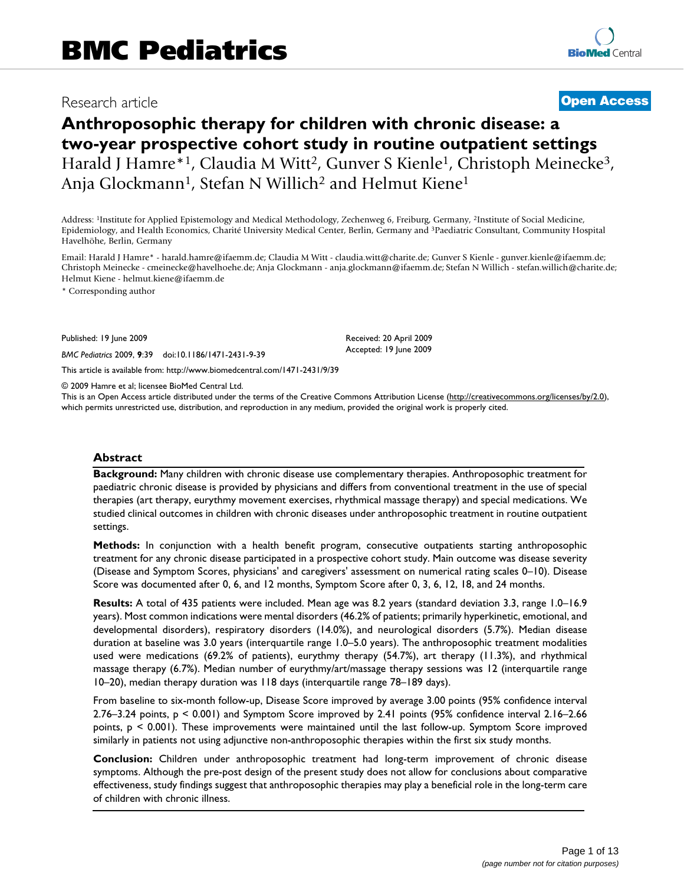# BMC Pediatrics

Research article

**Open Access**

# Anthroposophic therapy for children with chronic disease: a two-year prospective cohort study in routine outpatient settings

Harald J Hamre*[1], Claudia M Witt[2], Gunver S Kienle[1], Christoph Meinecke[3], Anja Glockmann[1], Stefan N Willich[2] and Helmut Kiene[1]

Address: [1]Institute for Applied Epistemology and Medical Methodology, Zechenweg 6, Freiburg, Germany, [2]Institute of Social Medicine, Epidemiology, and Health Economics, Charité University Medical Center, Berlin, Germany and [3]Paediatric Consultant, Community Hospital Havelhöhe, Berlin, Germany

Email: Harald J Hamre* - harald.hamre@ifaemm.de; Claudia M Witt - claudia.witt@charite.de; Gunver S Kienle - gunver.kienle@ifaemm.de; Christoph Meinecke - cmeinecke@havelhoehe.de; Anja Glockmann - anja.glockmann@ifaemm.de; Stefan N Willich - stefan.willich@charite.de; Helmut Kiene - helmut.kiene@ifaemm.de

\* Corresponding author

Published: 19 June 2009

*BMC Pediatrics* 2009, **9**:39 doi:10.1186/1471-2431-9-39

Received: 20 April 2009

Accepted: 19 June 2009

This article is available from: http://www.biomedcentral.com/1471-2431/9/39

© 2009 Hamre et al; licensee BioMed Central Ltd.

This is an Open Access article distributed under the terms of the Creative Commons Attribution License (http://creativecommons.org/licenses/by/2.0), which permits unrestricted use, distribution, and reproduction in any medium, provided the original work is properly cited.

## Abstract

**Background:** Many children with chronic disease use complementary therapies. Anthroposophic treatment for paediatric chronic disease is provided by physicians and differs from conventional treatment in the use of special therapies (art therapy, eurythmy movement exercises, rhythmical massage therapy) and special medications. We studied clinical outcomes in children with chronic diseases under anthroposophic treatment in routine outpatient settings.

**Methods:** In conjunction with a health benefit program, consecutive outpatients starting anthroposophic treatment for any chronic disease participated in a prospective cohort study. Main outcome was disease severity (Disease and Symptom Scores, physicians' and caregivers' assessment on numerical rating scales 0–10). Disease Score was documented after 0, 6, and 12 months, Symptom Score after 0, 3, 6, 12, 18, and 24 months.

**Results:** A total of 435 patients were included. Mean age was 8.2 years (standard deviation 3.3, range 1.0–16.9 years). Most common indications were mental disorders (46.2% of patients; primarily hyperkinetic, emotional, and developmental disorders), respiratory disorders (14.0%), and neurological disorders (5.7%). Median disease duration at baseline was 3.0 years (interquartile range 1.0–5.0 years). The anthroposophic treatment modalities used were medications (69.2% of patients), eurythmy therapy (54.7%), art therapy (11.3%), and rhythmical massage therapy (6.7%). Median number of eurythmy/art/massage therapy sessions was 12 (interquartile range 10–20), median therapy duration was 118 days (interquartile range 78–189 days).

From baseline to six-month follow-up, Disease Score improved by average 3.00 points (95% confidence interval 2.76–3.24 points, $p < 0.001$) and Symptom Score improved by 2.41 points (95% confidence interval 2.16–2.66 points, $p < 0.001$). These improvements were maintained until the last follow-up. Symptom Score improved similarly in patients not using adjunctive non-anthroposophic therapies within the first six study months.

**Conclusion:** Children under anthroposophic treatment had long-term improvement of chronic disease symptoms. Although the pre-post design of the present study does not allow for conclusions about comparative effectiveness, study findings suggest that anthroposophic therapies may play a beneficial role in the long-term care of children with chronic illness.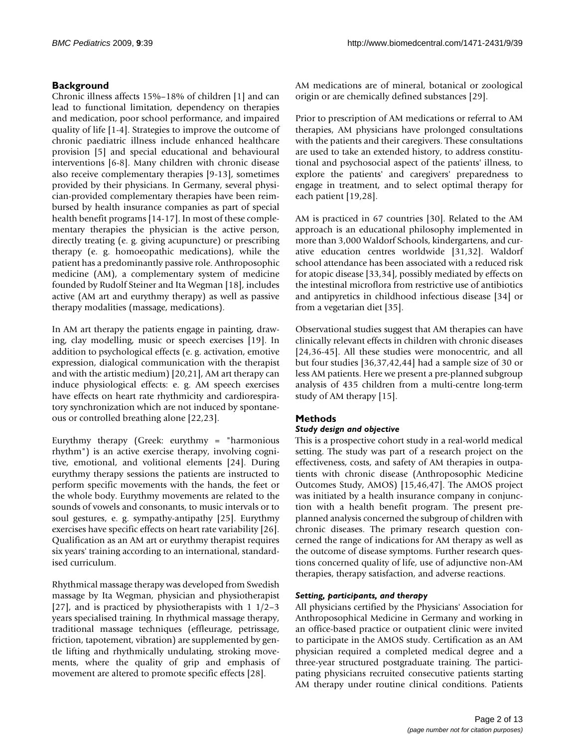## Background

Chronic illness affects 15%–18% of children [1] and can lead to functional limitation, dependency on therapies and medication, poor school performance, and impaired quality of life [1-4]. Strategies to improve the outcome of chronic paediatric illness include enhanced healthcare provision [5] and special educational and behavioural interventions [6-8]. Many children with chronic disease also receive complementary therapies [9-13], sometimes provided by their physicians. In Germany, several physician-provided complementary therapies have been reimbursed by health insurance companies as part of special health benefit programs [14-17]. In most of these complementary therapies the physician is the active person, directly treating (e. g. giving acupuncture) or prescribing therapy (e. g. homoeopathic medications), while the patient has a predominantly passive role. Anthroposophic medicine (AM), a complementary system of medicine founded by Rudolf Steiner and Ita Wegman [18], includes active (AM art and eurythmy therapy) as well as passive therapy modalities (massage, medications).

In AM art therapy the patients engage in painting, drawing, clay modelling, music or speech exercises [19]. In addition to psychological effects (e. g. activation, emotive expression, dialogical communication with the therapist and with the artistic medium) [20,21], AM art therapy can induce physiological effects: e. g. AM speech exercises have effects on heart rate rhythmicity and cardiorespiratory synchronization which are not induced by spontaneous or controlled breathing alone [22,23].

Eurythmy therapy (Greek: eurythmy = "harmonious rhythm") is an active exercise therapy, involving cognitive, emotional, and volitional elements [24]. During eurythmy therapy sessions the patients are instructed to perform specific movements with the hands, the feet or the whole body. Eurythmy movements are related to the sounds of vowels and consonants, to music intervals or to soul gestures, e. g. sympathy-antipathy [25]. Eurythmy exercises have specific effects on heart rate variability [26]. Qualification as an AM art or eurythmy therapist requires six years' training according to an international, standardised curriculum.

Rhythmical massage therapy was developed from Swedish massage by Ita Wegman, physician and physiotherapist [27], and is practiced by physiotherapists with 1 1/2–3 years specialised training. In rhythmical massage therapy, traditional massage techniques (effleurage, petrissage, friction, tapotement, vibration) are supplemented by gentle lifting and rhythmically undulating, stroking movements, where the quality of grip and emphasis of movement are altered to promote specific effects [28].

AM medications are of mineral, botanical or zoological origin or are chemically defined substances [29].

Prior to prescription of AM medications or referral to AM therapies, AM physicians have prolonged consultations with the patients and their caregivers. These consultations are used to take an extended history, to address constitutional and psychosocial aspect of the patients' illness, to explore the patients' and caregivers' preparedness to engage in treatment, and to select optimal therapy for each patient [19,28].

AM is practiced in 67 countries [30]. Related to the AM approach is an educational philosophy implemented in more than 3,000 Waldorf Schools, kindergartens, and curative education centres worldwide [31,32]. Waldorf school attendance has been associated with a reduced risk for atopic disease [33,34], possibly mediated by effects on the intestinal microflora from restrictive use of antibiotics and antipyretics in childhood infectious disease [34] or from a vegetarian diet [35].

Observational studies suggest that AM therapies can have clinically relevant effects in children with chronic diseases [24,36-45]. All these studies were monocentric, and all but four studies [36,37,42,44] had a sample size of 30 or less AM patients. Here we present a pre-planned subgroup analysis of 435 children from a multi-centre long-term study of AM therapy [15].

## Methods

### *Study design and objective*

This is a prospective cohort study in a real-world medical setting. The study was part of a research project on the effectiveness, costs, and safety of AM therapies in outpatients with chronic disease (Anthroposophic Medicine Outcomes Study, AMOS) [15,46,47]. The AMOS project was initiated by a health insurance company in conjunction with a health benefit program. The present preplanned analysis concerned the subgroup of children with chronic diseases. The primary research question concerned the range of indications for AM therapy as well as the outcome of disease symptoms. Further research questions concerned quality of life, use of adjunctive non-AM therapies, therapy satisfaction, and adverse reactions.

### *Setting, participants, and therapy*

All physicians certified by the Physicians' Association for Anthroposophical Medicine in Germany and working in an office-based practice or outpatient clinic were invited to participate in the AMOS study. Certification as an AM physician required a completed medical degree and a three-year structured postgraduate training. The participating physicians recruited consecutive patients starting AM therapy under routine clinical conditions. Patients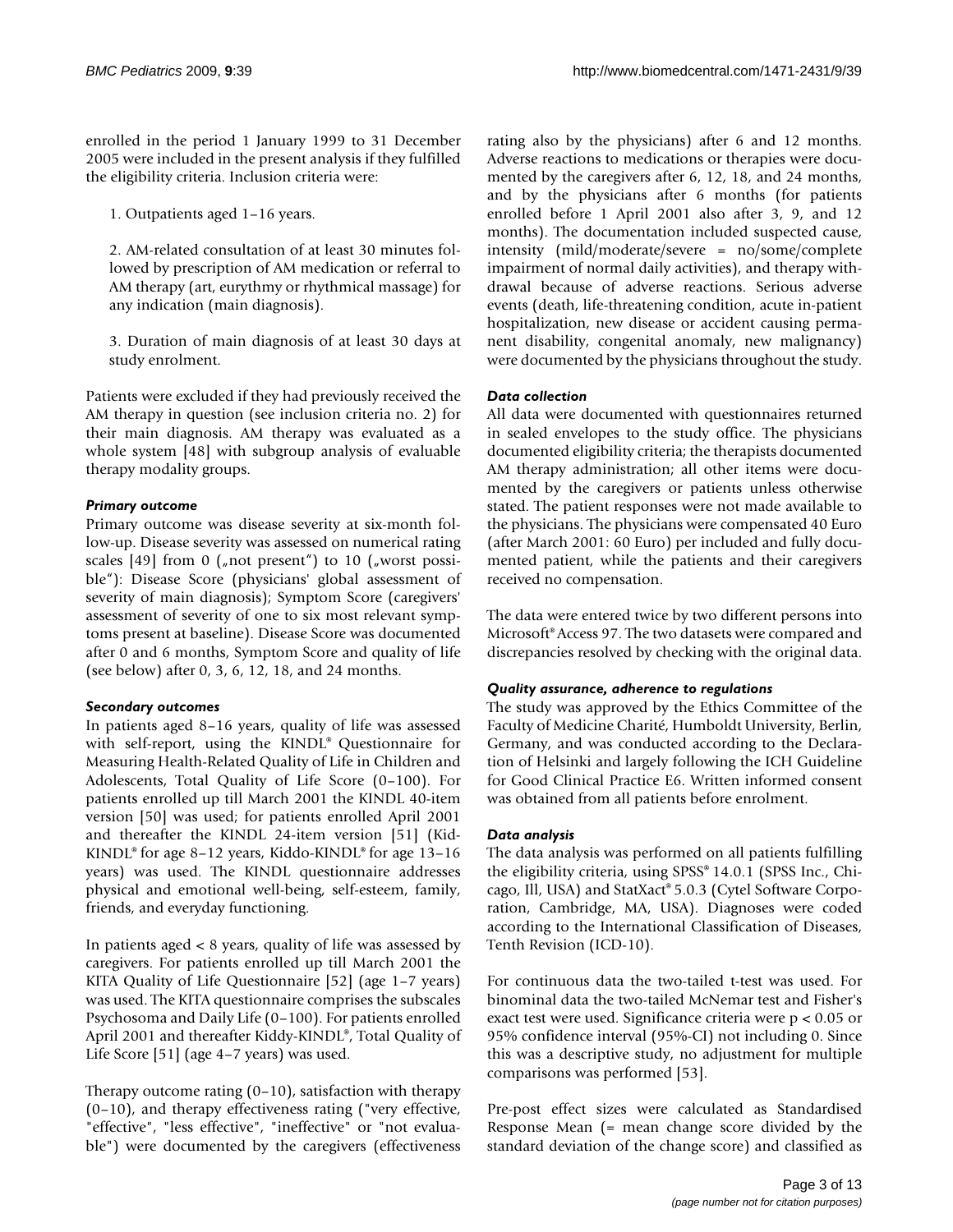enrolled in the period 1 January 1999 to 31 December 2005 were included in the present analysis if they fulfilled the eligibility criteria. Inclusion criteria were:

1. Outpatients aged 1–16 years.

2. AM-related consultation of at least 30 minutes followed by prescription of AM medication or referral to AM therapy (art, eurythmy or rhythmical massage) for any indication (main diagnosis).

3. Duration of main diagnosis of at least 30 days at study enrolment.

Patients were excluded if they had previously received the AM therapy in question (see inclusion criteria no. 2) for their main diagnosis. AM therapy was evaluated as a whole system [48] with subgroup analysis of evaluable therapy modality groups.

### *Primary outcome*

Primary outcome was disease severity at six-month follow-up. Disease severity was assessed on numerical rating scales [49] from 0 („not present") to 10 („worst possible"): Disease Score (physicians' global assessment of severity of main diagnosis); Symptom Score (caregivers' assessment of severity of one to six most relevant symptoms present at baseline). Disease Score was documented after 0 and 6 months, Symptom Score and quality of life (see below) after 0, 3, 6, 12, 18, and 24 months.

### *Secondary outcomes*

In patients aged 8–16 years, quality of life was assessed with self-report, using the KINDL® Questionnaire for Measuring Health-Related Quality of Life in Children and Adolescents, Total Quality of Life Score (0–100). For patients enrolled up till March 2001 the KINDL 40-item version [50] was used; for patients enrolled April 2001 and thereafter the KINDL 24-item version [51] (Kid-KINDL® for age 8–12 years, Kiddo-KINDL® for age 13–16 years) was used. The KINDL questionnaire addresses physical and emotional well-being, self-esteem, family, friends, and everyday functioning.

In patients aged < 8 years, quality of life was assessed by caregivers. For patients enrolled up till March 2001 the KITA Quality of Life Questionnaire [52] (age 1–7 years) was used. The KITA questionnaire comprises the subscales Psychosoma and Daily Life (0–100). For patients enrolled April 2001 and thereafter Kiddy-KINDL®, Total Quality of Life Score [51] (age 4–7 years) was used.

Therapy outcome rating (0–10), satisfaction with therapy (0–10), and therapy effectiveness rating ("very effective, "effective", "less effective", "ineffective" or "not evaluable") were documented by the caregivers (effectiveness rating also by the physicians) after 6 and 12 months. Adverse reactions to medications or therapies were documented by the caregivers after 6, 12, 18, and 24 months, and by the physicians after 6 months (for patients enrolled before 1 April 2001 also after 3, 9, and 12 months). The documentation included suspected cause, intensity (mild/moderate/severe = no/some/complete impairment of normal daily activities), and therapy withdrawal because of adverse reactions. Serious adverse events (death, life-threatening condition, acute in-patient hospitalization, new disease or accident causing permanent disability, congenital anomaly, new malignancy) were documented by the physicians throughout the study.

### *Data collection*

All data were documented with questionnaires returned in sealed envelopes to the study office. The physicians documented eligibility criteria; the therapists documented AM therapy administration; all other items were documented by the caregivers or patients unless otherwise stated. The patient responses were not made available to the physicians. The physicians were compensated 40 Euro (after March 2001: 60 Euro) per included and fully documented patient, while the patients and their caregivers received no compensation.

The data were entered twice by two different persons into Microsoft® Access 97. The two datasets were compared and discrepancies resolved by checking with the original data.

### *Quality assurance, adherence to regulations*

The study was approved by the Ethics Committee of the Faculty of Medicine Charité, Humboldt University, Berlin, Germany, and was conducted according to the Declaration of Helsinki and largely following the ICH Guideline for Good Clinical Practice E6. Written informed consent was obtained from all patients before enrolment.

### *Data analysis*

The data analysis was performed on all patients fulfilling the eligibility criteria, using SPSS® 14.0.1 (SPSS Inc., Chicago, Ill, USA) and StatXact® 5.0.3 (Cytel Software Corporation, Cambridge, MA, USA). Diagnoses were coded according to the International Classification of Diseases, Tenth Revision (ICD-10).

For continuous data the two-tailed t-test was used. For binominal data the two-tailed McNemar test and Fisher's exact test were used. Significance criteria were $p < 0.05$ or 95% confidence interval (95%-CI) not including 0. Since this was a descriptive study, no adjustment for multiple comparisons was performed [53].

Pre-post effect sizes were calculated as Standardised Response Mean (= mean change score divided by the standard deviation of the change score) and classified as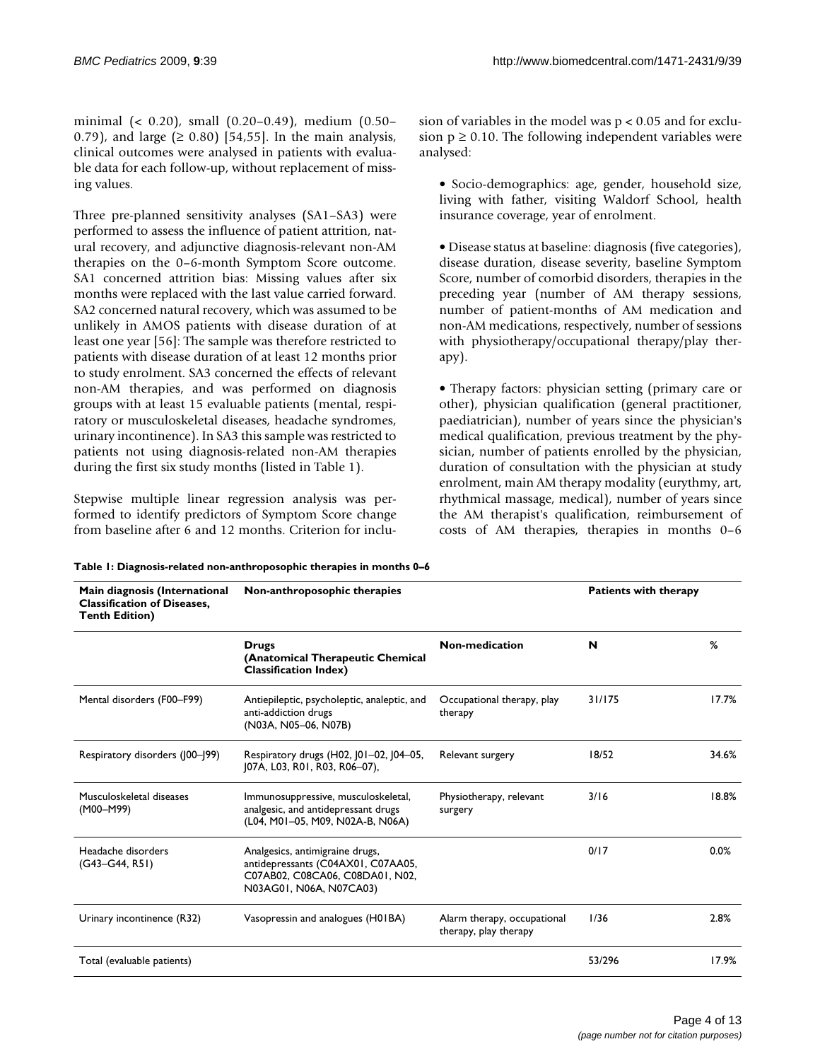minimal (< 0.20), small (0.20–0.49), medium (0.50–0.79), and large (≥ 0.80) [54,55]. In the main analysis, clinical outcomes were analysed in patients with evaluable data for each follow-up, without replacement of missing values.

Three pre-planned sensitivity analyses (SA1–SA3) were performed to assess the influence of patient attrition, natural recovery, and adjunctive diagnosis-relevant non-AM therapies on the 0–6-month Symptom Score outcome. SA1 concerned attrition bias: Missing values after six months were replaced with the last value carried forward. SA2 concerned natural recovery, which was assumed to be unlikely in AMOS patients with disease duration of at least one year [56]: The sample was therefore restricted to patients with disease duration of at least 12 months prior to study enrolment. SA3 concerned the effects of relevant non-AM therapies, and was performed on diagnosis groups with at least 15 evaluable patients (mental, respiratory or musculoskeletal diseases, headache syndromes, urinary incontinence). In SA3 this sample was restricted to patients not using diagnosis-related non-AM therapies during the first six study months (listed in Table 1).

Stepwise multiple linear regression analysis was performed to identify predictors of Symptom Score change from baseline after 6 and 12 months. Criterion for inclusion of variables in the model was $p < 0.05$ and for exclusion $p \geq 0.10$. The following independent variables were analysed:

- Socio-demographics: age, gender, household size, living with father, visiting Waldorf School, health insurance coverage, year of enrolment.

- Disease status at baseline: diagnosis (five categories), disease duration, disease severity, baseline Symptom Score, number of comorbid disorders, therapies in the preceding year (number of AM therapy sessions, number of patient-months of AM medication and non-AM medications, respectively, number of sessions with physiotherapy/occupational therapy/play therapy).

- Therapy factors: physician setting (primary care or other), physician qualification (general practitioner, paediatrician), number of years since the physician's medical qualification, previous treatment by the physician, number of patients enrolled by the physician, duration of consultation with the physician at study enrolment, main AM therapy modality (eurythmy, art, rhythmical massage, medical), number of years since the AM therapist's qualification, reimbursement of costs of AM therapies, therapies in months 0–6

**Table 1: Diagnosis-related non-anthroposophic therapies in months 0–6**

| Main diagnosis (International Classification of Diseases, Tenth Edition) | Non-anthroposophic therapies | | Patients with therapy | |
|---|---|---|---|---|
| | **Drugs (Anatomical Therapeutic Chemical Classification Index)** | **Non-medication** | **N** | **%** |
| Mental disorders (F00–F99) | Antiepileptic, psycholeptic, analeptic, and anti-addiction drugs (N03A, N05–06, N07B) | Occupational therapy, play therapy | 31/175 | 17.7% |
| Respiratory disorders (J00–J99) | Respiratory drugs (H02, J01–02, J04–05, J07A, L03, R01, R03, R06–07), | Relevant surgery | 18/52 | 34.6% |
| Musculoskeletal diseases (M00–M99) | Immunosuppressive, musculoskeletal, analgesic, and antidepressant drugs (L04, M01–05, M09, N02A-B, N06A) | Physiotherapy, relevant surgery | 3/16 | 18.8% |
| Headache disorders (G43–G44, R51) | Analgesics, antimigraine drugs, antidepressants (C04AX01, C07AA05, C07AB02, C08CA06, C08DA01, N02, N03AG01, N06A, N07CA03) | | 0/17 | 0.0% |
| Urinary incontinence (R32) | Vasopressin and analogues (H01BA) | Alarm therapy, occupational therapy, play therapy | 1/36 | 2.8% |
| Total (evaluable patients) | | | 53/296 | 17.9% |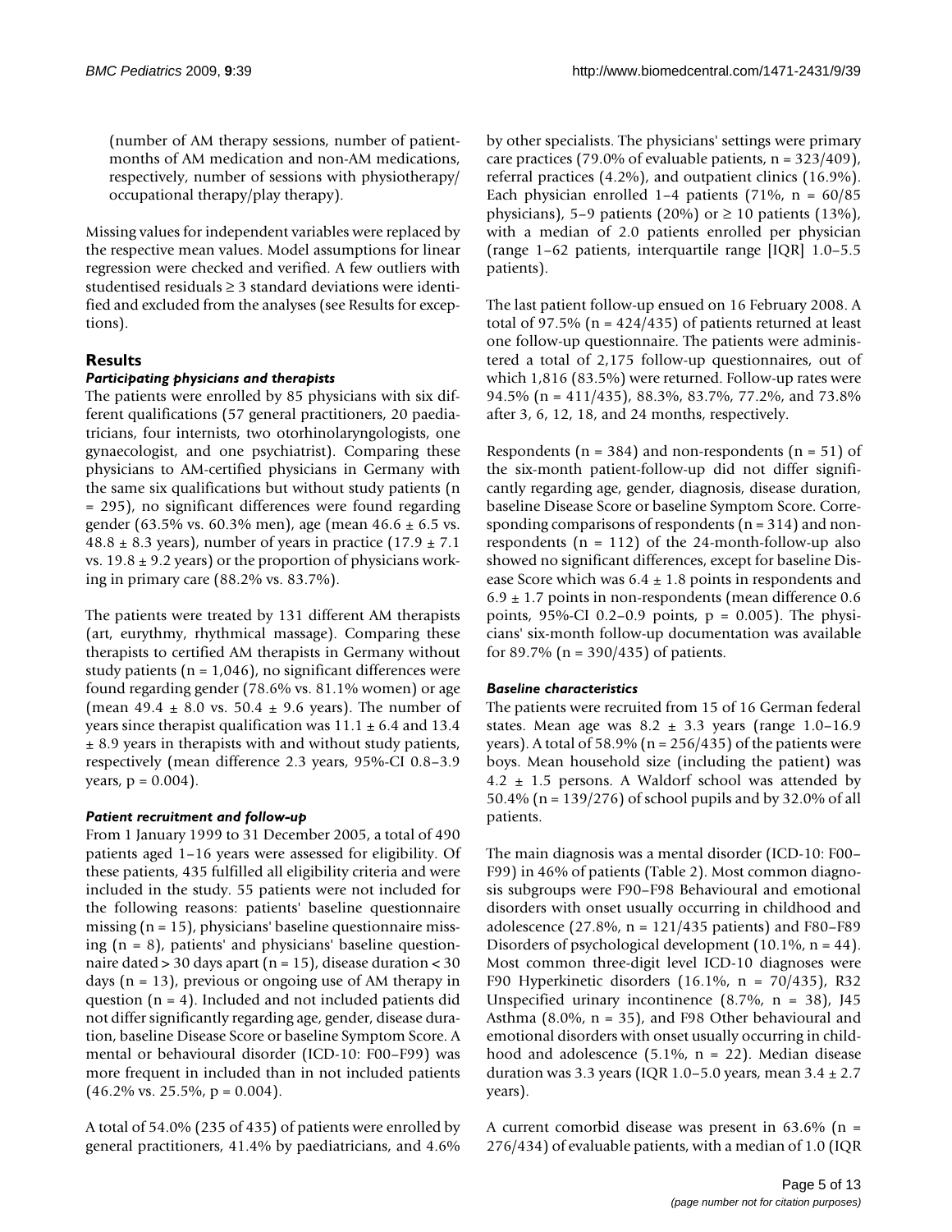(number of AM therapy sessions, number of patient-months of AM medication and non-AM medications, respectively, number of sessions with physiotherapy/occupational therapy/play therapy).

Missing values for independent variables were replaced by the respective mean values. Model assumptions for linear regression were checked and verified. A few outliers with studentised residuals ≥ 3 standard deviations were identified and excluded from the analyses (see Results for exceptions).

## Results

### *Participating physicians and therapists*

The patients were enrolled by 85 physicians with six different qualifications (57 general practitioners, 20 paediatricians, four internists, two otorhinolaryngologists, one gynaecologist, and one psychiatrist). Comparing these physicians to AM-certified physicians in Germany with the same six qualifications but without study patients (n = 295), no significant differences were found regarding gender (63.5% vs. 60.3% men), age (mean 46.6 ± 6.5 vs. 48.8 ± 8.3 years), number of years in practice (17.9 ± 7.1 vs. 19.8 ± 9.2 years) or the proportion of physicians working in primary care (88.2% vs. 83.7%).

The patients were treated by 131 different AM therapists (art, eurythmy, rhythmical massage). Comparing these therapists to certified AM therapists in Germany without study patients (n = 1,046), no significant differences were found regarding gender (78.6% vs. 81.1% women) or age (mean 49.4 ± 8.0 vs. 50.4 ± 9.6 years). The number of years since therapist qualification was 11.1 ± 6.4 and 13.4 ± 8.9 years in therapists with and without study patients, respectively (mean difference 2.3 years, 95%-CI 0.8–3.9 years, p = 0.004).

### *Patient recruitment and follow-up*

From 1 January 1999 to 31 December 2005, a total of 490 patients aged 1–16 years were assessed for eligibility. Of these patients, 435 fulfilled all eligibility criteria and were included in the study. 55 patients were not included for the following reasons: patients' baseline questionnaire missing (n = 15), physicians' baseline questionnaire missing (n = 8), patients' and physicians' baseline questionnaire dated > 30 days apart (n = 15), disease duration < 30 days (n = 13), previous or ongoing use of AM therapy in question (n = 4). Included and not included patients did not differ significantly regarding age, gender, disease duration, baseline Disease Score or baseline Symptom Score. A mental or behavioural disorder (ICD-10: F00–F99) was more frequent in included than in not included patients (46.2% vs. 25.5%, p = 0.004).

A total of 54.0% (235 of 435) of patients were enrolled by general practitioners, 41.4% by paediatricians, and 4.6% by other specialists. The physicians' settings were primary care practices (79.0% of evaluable patients, n = 323/409), referral practices (4.2%), and outpatient clinics (16.9%). Each physician enrolled 1–4 patients (71%, n = 60/85 physicians), 5–9 patients (20%) or ≥ 10 patients (13%), with a median of 2.0 patients enrolled per physician (range 1–62 patients, interquartile range [IQR] 1.0–5.5 patients).

The last patient follow-up ensued on 16 February 2008. A total of 97.5% (n = 424/435) of patients returned at least one follow-up questionnaire. The patients were administered a total of 2,175 follow-up questionnaires, out of which 1,816 (83.5%) were returned. Follow-up rates were 94.5% (n = 411/435), 88.3%, 83.7%, 77.2%, and 73.8% after 3, 6, 12, 18, and 24 months, respectively.

Respondents (n = 384) and non-respondents (n = 51) of the six-month patient-follow-up did not differ significantly regarding age, gender, diagnosis, disease duration, baseline Disease Score or baseline Symptom Score. Corresponding comparisons of respondents (n = 314) and non-respondents (n = 112) of the 24-month-follow-up also showed no significant differences, except for baseline Disease Score which was 6.4 ± 1.8 points in respondents and 6.9 ± 1.7 points in non-respondents (mean difference 0.6 points, 95%-CI 0.2–0.9 points, p = 0.005). The physicians' six-month follow-up documentation was available for 89.7% (n = 390/435) of patients.

### *Baseline characteristics*

The patients were recruited from 15 of 16 German federal states. Mean age was 8.2 ± 3.3 years (range 1.0–16.9 years). A total of 58.9% (n = 256/435) of the patients were boys. Mean household size (including the patient) was 4.2 ± 1.5 persons. A Waldorf school was attended by 50.4% (n = 139/276) of school pupils and by 32.0% of all patients.

The main diagnosis was a mental disorder (ICD-10: F00–F99) in 46% of patients (Table 2). Most common diagnosis subgroups were F90–F98 Behavioural and emotional disorders with onset usually occurring in childhood and adolescence (27.8%, n = 121/435 patients) and F80–F89 Disorders of psychological development (10.1%, n = 44). Most common three-digit level ICD-10 diagnoses were F90 Hyperkinetic disorders (16.1%, n = 70/435), R32 Unspecified urinary incontinence (8.7%, n = 38), J45 Asthma (8.0%, n = 35), and F98 Other behavioural and emotional disorders with onset usually occurring in childhood and adolescence (5.1%, n = 22). Median disease duration was 3.3 years (IQR 1.0–5.0 years, mean 3.4 ± 2.7 years).

A current comorbid disease was present in 63.6% (n = 276/434) of evaluable patients, with a median of 1.0 (IQR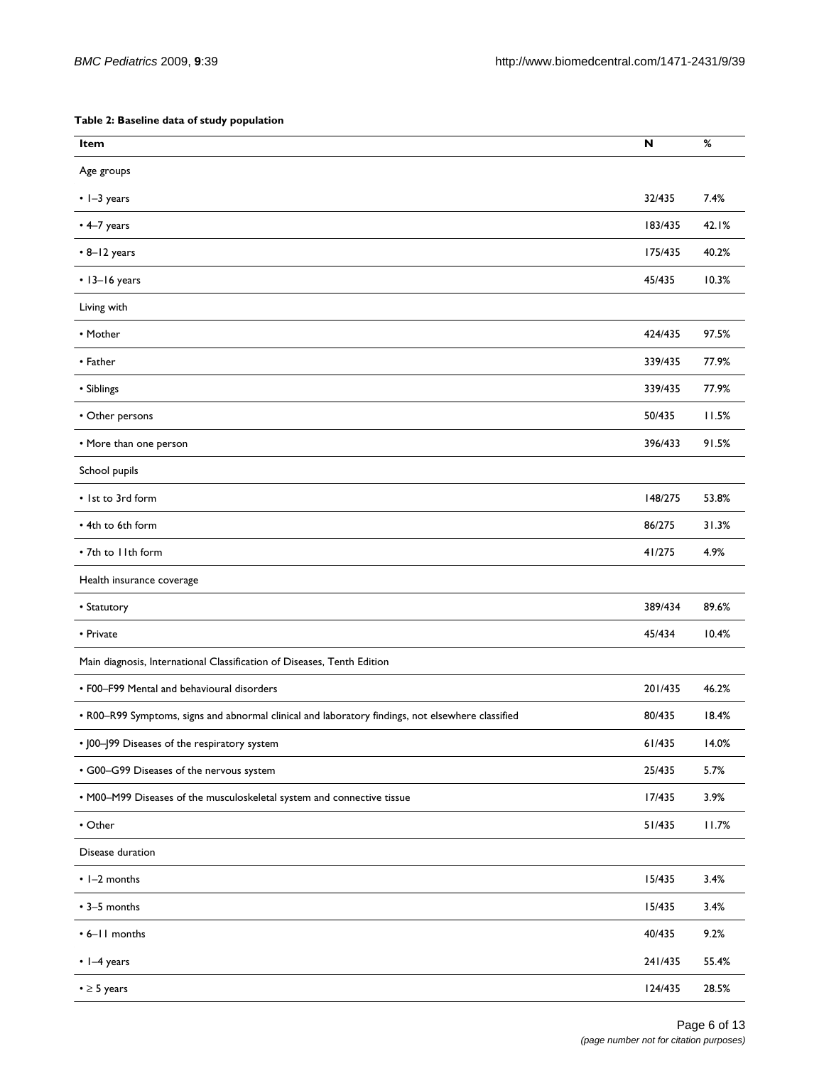**Table 2: Baseline data of study population**

| Item | N | % |
| --- | --- | --- |
| Age groups | | |
| • 1–3 years | 32/435 | 7.4% |
| • 4–7 years | 183/435 | 42.1% |
| • 8–12 years | 175/435 | 40.2% |
| • 13–16 years | 45/435 | 10.3% |
| Living with | | |
| • Mother | 424/435 | 97.5% |
| • Father | 339/435 | 77.9% |
| • Siblings | 339/435 | 77.9% |
| • Other persons | 50/435 | 11.5% |
| • More than one person | 396/433 | 91.5% |
| School pupils | | |
| • 1st to 3rd form | 148/275 | 53.8% |
| • 4th to 6th form | 86/275 | 31.3% |
| • 7th to 11th form | 41/275 | 4.9% |
| Health insurance coverage | | |
| • Statutory | 389/434 | 89.6% |
| • Private | 45/434 | 10.4% |
| Main diagnosis, International Classification of Diseases, Tenth Edition | | |
| • F00–F99 Mental and behavioural disorders | 201/435 | 46.2% |
| • R00–R99 Symptoms, signs and abnormal clinical and laboratory findings, not elsewhere classified | 80/435 | 18.4% |
| • J00–J99 Diseases of the respiratory system | 61/435 | 14.0% |
| • G00–G99 Diseases of the nervous system | 25/435 | 5.7% |
| • M00–M99 Diseases of the musculoskeletal system and connective tissue | 17/435 | 3.9% |
| • Other | 51/435 | 11.7% |
| Disease duration | | |
| • 1–2 months | 15/435 | 3.4% |
| • 3–5 months | 15/435 | 3.4% |
| • 6–11 months | 40/435 | 9.2% |
| • 1–4 years | 241/435 | 55.4% |
| • ≥ 5 years | 124/435 | 28.5% |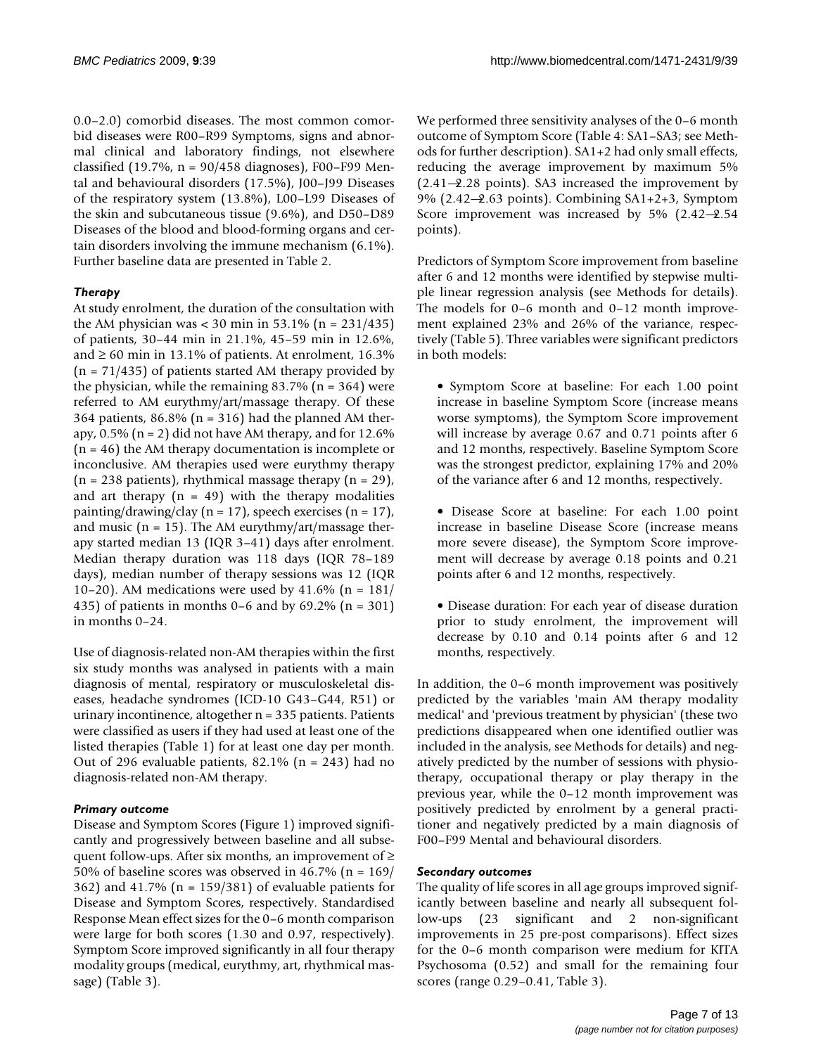0.0–2.0) comorbid diseases. The most common comorbid diseases were R00–R99 Symptoms, signs and abnormal clinical and laboratory findings, not elsewhere classified (19.7%, n = 90/458 diagnoses), F00–F99 Mental and behavioural disorders (17.5%), J00–J99 Diseases of the respiratory system (13.8%), L00–L99 Diseases of the skin and subcutaneous tissue (9.6%), and D50–D89 Diseases of the blood and blood-forming organs and certain disorders involving the immune mechanism (6.1%). Further baseline data are presented in Table 2.

### *Therapy*

At study enrolment, the duration of the consultation with the AM physician was < 30 min in 53.1% (n = 231/435) of patients, 30–44 min in 21.1%, 45–59 min in 12.6%, and ≥ 60 min in 13.1% of patients. At enrolment, 16.3% (n = 71/435) of patients started AM therapy provided by the physician, while the remaining 83.7% (n = 364) were referred to AM eurythmy/art/massage therapy. Of these 364 patients, 86.8% (n = 316) had the planned AM therapy, 0.5% (n = 2) did not have AM therapy, and for 12.6% (n = 46) the AM therapy documentation is incomplete or inconclusive. AM therapies used were eurythmy therapy (n = 238 patients), rhythmical massage therapy (n = 29), and art therapy (n = 49) with the therapy modalities painting/drawing/clay (n = 17), speech exercises (n = 17), and music (n = 15). The AM eurythmy/art/massage therapy started median 13 (IQR 3–41) days after enrolment. Median therapy duration was 118 days (IQR 78–189 days), median number of therapy sessions was 12 (IQR 10–20). AM medications were used by 41.6% (n = 181/435) of patients in months 0–6 and by 69.2% (n = 301) in months 0–24.

Use of diagnosis-related non-AM therapies within the first six study months was analysed in patients with a main diagnosis of mental, respiratory or musculoskeletal diseases, headache syndromes (ICD-10 G43–G44, R51) or urinary incontinence, altogether n = 335 patients. Patients were classified as users if they had used at least one of the listed therapies (Table 1) for at least one day per month. Out of 296 evaluable patients, 82.1% (n = 243) had no diagnosis-related non-AM therapy.

### *Primary outcome*

Disease and Symptom Scores (Figure 1) improved significantly and progressively between baseline and all subsequent follow-ups. After six months, an improvement of ≥ 50% of baseline scores was observed in 46.7% (n = 169/362) and 41.7% (n = 159/381) of evaluable patients for Disease and Symptom Scores, respectively. Standardised Response Mean effect sizes for the 0–6 month comparison were large for both scores (1.30 and 0.97, respectively). Symptom Score improved significantly in all four therapy modality groups (medical, eurythmy, art, rhythmical massage) (Table 3).

We performed three sensitivity analyses of the 0–6 month outcome of Symptom Score (Table 4: SA1–SA3; see Methods for further description). SA1+2 had only small effects, reducing the average improvement by maximum 5% (2.41→2.28 points). SA3 increased the improvement by 9% (2.42→2.63 points). Combining SA1+2+3, Symptom Score improvement was increased by 5% (2.42→2.54 points).

Predictors of Symptom Score improvement from baseline after 6 and 12 months were identified by stepwise multiple linear regression analysis (see Methods for details). The models for 0–6 month and 0–12 month improvement explained 23% and 26% of the variance, respectively (Table 5). Three variables were significant predictors in both models:

- Symptom Score at baseline: For each 1.00 point increase in baseline Symptom Score (increase means worse symptoms), the Symptom Score improvement will increase by average 0.67 and 0.71 points after 6 and 12 months, respectively. Baseline Symptom Score was the strongest predictor, explaining 17% and 20% of the variance after 6 and 12 months, respectively.

- Disease Score at baseline: For each 1.00 point increase in baseline Disease Score (increase means more severe disease), the Symptom Score improvement will decrease by average 0.18 points and 0.21 points after 6 and 12 months, respectively.

- Disease duration: For each year of disease duration prior to study enrolment, the improvement will decrease by 0.10 and 0.14 points after 6 and 12 months, respectively.

In addition, the 0–6 month improvement was positively predicted by the variables 'main AM therapy modality medical' and 'previous treatment by physician' (these two predictions disappeared when one identified outlier was included in the analysis, see Methods for details) and negatively predicted by the number of sessions with physiotherapy, occupational therapy or play therapy in the previous year, while the 0–12 month improvement was positively predicted by enrolment by a general practitioner and negatively predicted by a main diagnosis of F00–F99 Mental and behavioural disorders.

### *Secondary outcomes*

The quality of life scores in all age groups improved significantly between baseline and nearly all subsequent follow-ups (23 significant and 2 non-significant improvements in 25 pre-post comparisons). Effect sizes for the 0–6 month comparison were medium for KITA Psychosoma (0.52) and small for the remaining four scores (range 0.29–0.41, Table 3).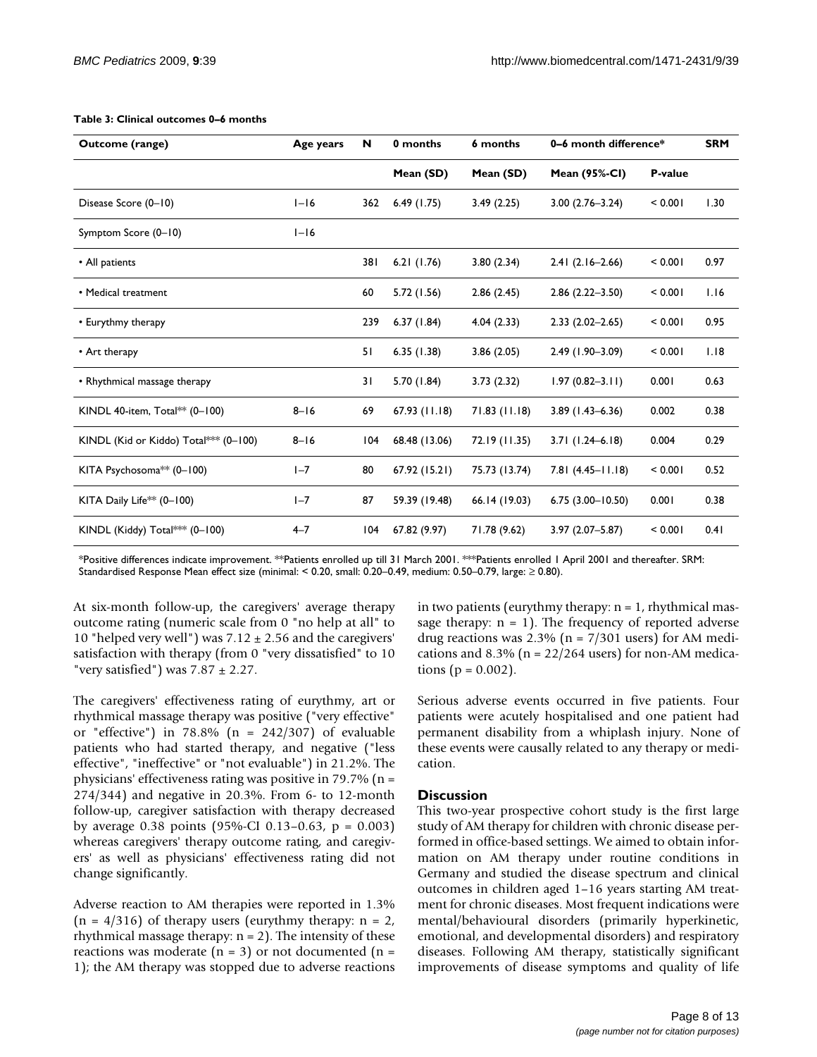**Table 3: Clinical outcomes 0–6 months**

| Outcome (range) | Age years | N | 0 months | 6 months | 0–6 month difference* | | SRM |
|---|---|---|---|---|---|---|---|
| | | | Mean (SD) | Mean (SD) | Mean (95%-CI) | P-value | |
| Disease Score (0–10) | 1–16 | 362 | 6.49 (1.75) | 3.49 (2.25) | 3.00 (2.76–3.24) | < 0.001 | 1.30 |
| Symptom Score (0–10) | 1–16 | | | | | | |
| • All patients | | 381 | 6.21 (1.76) | 3.80 (2.34) | 2.41 (2.16–2.66) | < 0.001 | 0.97 |
| • Medical treatment | | 60 | 5.72 (1.56) | 2.86 (2.45) | 2.86 (2.22–3.50) | < 0.001 | 1.16 |
| • Eurythmy therapy | | 239 | 6.37 (1.84) | 4.04 (2.33) | 2.33 (2.02–2.65) | < 0.001 | 0.95 |
| • Art therapy | | 51 | 6.35 (1.38) | 3.86 (2.05) | 2.49 (1.90–3.09) | < 0.001 | 1.18 |
| • Rhythmical massage therapy | | 31 | 5.70 (1.84) | 3.73 (2.32) | 1.97 (0.82–3.11) | 0.001 | 0.63 |
| KINDL 40-item, Total** (0–100) | 8–16 | 69 | 67.93 (11.18) | 71.83 (11.18) | 3.89 (1.43–6.36) | 0.002 | 0.38 |
| KINDL (Kid or Kiddo) Total*** (0–100) | 8–16 | 104 | 68.48 (13.06) | 72.19 (11.35) | 3.71 (1.24–6.18) | 0.004 | 0.29 |
| KITA Psychosoma** (0–100) | 1–7 | 80 | 67.92 (15.21) | 75.73 (13.74) | 7.81 (4.45–11.18) | < 0.001 | 0.52 |
| KITA Daily Life** (0–100) | 1–7 | 87 | 59.39 (19.48) | 66.14 (19.03) | 6.75 (3.00–10.50) | 0.001 | 0.38 |
| KINDL (Kiddy) Total*** (0–100) | 4–7 | 104 | 67.82 (9.97) | 71.78 (9.62) | 3.97 (2.07–5.87) | < 0.001 | 0.41 |

*Positive differences indicate improvement. **Patients enrolled up till 31 March 2001. ***Patients enrolled 1 April 2001 and thereafter. SRM: Standardised Response Mean effect size (minimal: < 0.20, small: 0.20–0.49, medium: 0.50–0.79, large: ≥ 0.80).

At six-month follow-up, the caregivers' average therapy outcome rating (numeric scale from 0 "no help at all" to 10 "helped very well") was 7.12 ± 2.56 and the caregivers' satisfaction with therapy (from 0 "very dissatisfied" to 10 "very satisfied") was 7.87 ± 2.27.

The caregivers' effectiveness rating of eurythmy, art or rhythmical massage therapy was positive ("very effective" or "effective") in 78.8% (n = 242/307) of evaluable patients who had started therapy, and negative ("less effective", "ineffective" or "not evaluable") in 21.2%. The physicians' effectiveness rating was positive in 79.7% (n = 274/344) and negative in 20.3%. From 6- to 12-month follow-up, caregiver satisfaction with therapy decreased by average 0.38 points (95%-CI 0.13–0.63, p = 0.003) whereas caregivers' therapy outcome rating, and caregivers' as well as physicians' effectiveness rating did not change significantly.

Adverse reaction to AM therapies were reported in 1.3% (n = 4/316) of therapy users (eurythmy therapy: n = 2, rhythmical massage therapy: n = 2). The intensity of these reactions was moderate (n = 3) or not documented (n = 1); the AM therapy was stopped due to adverse reactions in two patients (eurythmy therapy: n = 1, rhythmical massage therapy: n = 1). The frequency of reported adverse drug reactions was 2.3% (n = 7/301 users) for AM medications and 8.3% (n = 22/264 users) for non-AM medications (p = 0.002).

Serious adverse events occurred in five patients. Four patients were acutely hospitalised and one patient had permanent disability from a whiplash injury. None of these events were causally related to any therapy or medication.

## Discussion

This two-year prospective cohort study is the first large study of AM therapy for children with chronic disease performed in office-based settings. We aimed to obtain information on AM therapy under routine conditions in Germany and studied the disease spectrum and clinical outcomes in children aged 1–16 years starting AM treatment for chronic diseases. Most frequent indications were mental/behavioural disorders (primarily hyperkinetic, emotional, and developmental disorders) and respiratory diseases. Following AM therapy, statistically significant improvements of disease symptoms and quality of life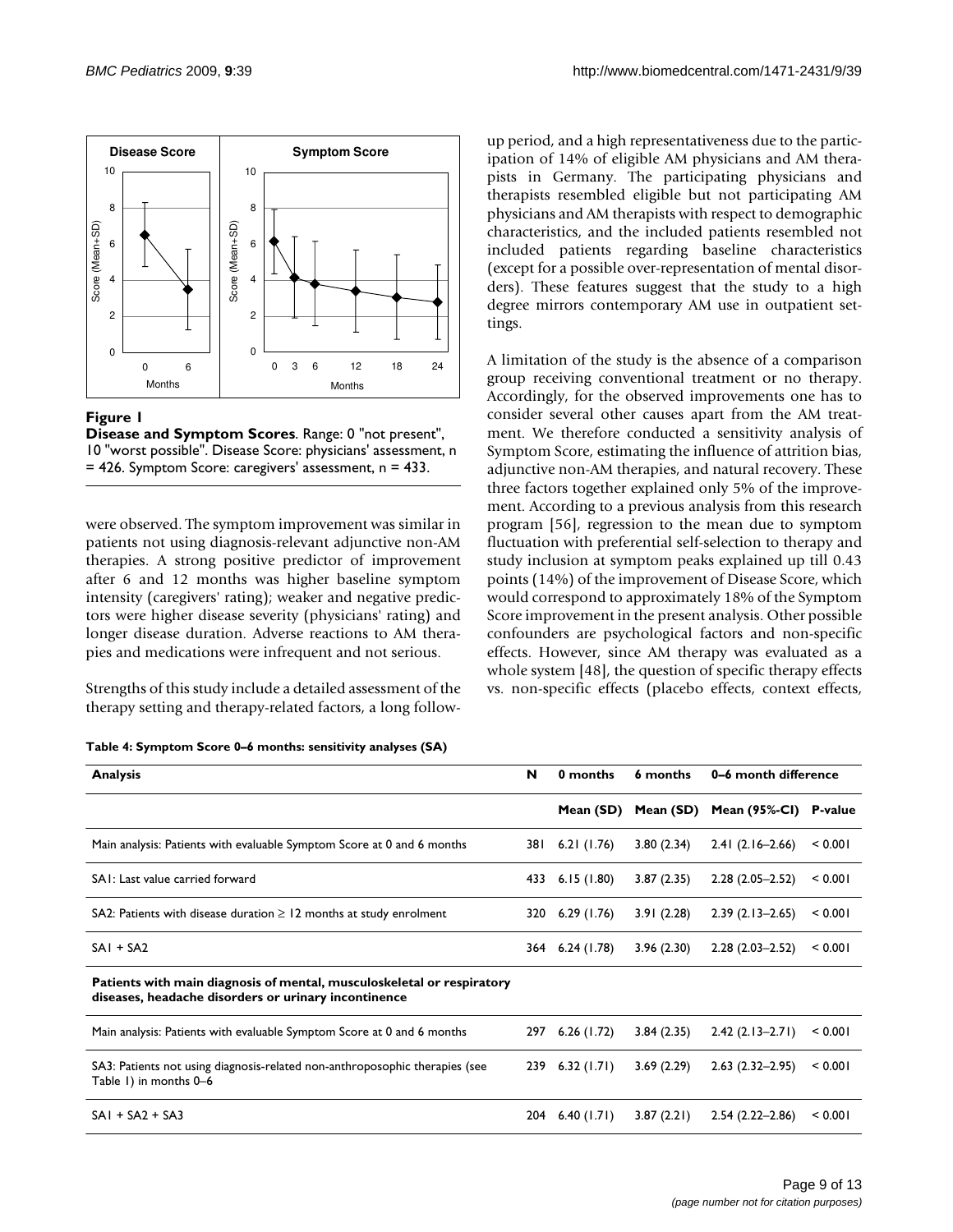**Figure 1**

**Disease and Symptom Scores**. Range: 0 "not present", 10 "worst possible". Disease Score: physicians' assessment, n = 426. Symptom Score: caregivers' assessment, n = 433.

were observed. The symptom improvement was similar in patients not using diagnosis-relevant adjunctive non-AM therapies. A strong positive predictor of improvement after 6 and 12 months was higher baseline symptom intensity (caregivers' rating); weaker and negative predictors were higher disease severity (physicians' rating) and longer disease duration. Adverse reactions to AM therapies and medications were infrequent and not serious.

Strengths of this study include a detailed assessment of the therapy setting and therapy-related factors, a long follow-up period, and a high representativeness due to the participation of 14% of eligible AM physicians and AM therapists in Germany. The participating physicians and therapists resembled eligible but not participating AM physicians and AM therapists with respect to demographic characteristics, and the included patients resembled not included patients regarding baseline characteristics (except for a possible over-representation of mental disorders). These features suggest that the study to a high degree mirrors contemporary AM use in outpatient settings.

A limitation of the study is the absence of a comparison group receiving conventional treatment or no therapy. Accordingly, for the observed improvements one has to consider several other causes apart from the AM treatment. We therefore conducted a sensitivity analysis of Symptom Score, estimating the influence of attrition bias, adjunctive non-AM therapies, and natural recovery. These three factors together explained only 5% of the improvement. According to a previous analysis from this research program [56], regression to the mean due to symptom fluctuation with preferential self-selection to therapy and study inclusion at symptom peaks explained up till 0.43 points (14%) of the improvement of Disease Score, which would correspond to approximately 18% of the Symptom Score improvement in the present analysis. Other possible confounders are psychological factors and non-specific effects. However, since AM therapy was evaluated as a whole system [48], the question of specific therapy effects vs. non-specific effects (placebo effects, context effects,

**Table 4: Symptom Score 0–6 months: sensitivity analyses (SA)**

| Analysis | N | 0 months | 6 months | 0–6 month difference | |
|---|---|---|---|---|---|
| | | Mean (SD) | Mean (SD) | Mean (95%-CI) | P-value |
| Main analysis: Patients with evaluable Symptom Score at 0 and 6 months | 381 | 6.21 (1.76) | 3.80 (2.34) | 2.41 (2.16–2.66) | < 0.001 |
| SA1: Last value carried forward | 433 | 6.15 (1.80) | 3.87 (2.35) | 2.28 (2.05–2.52) | < 0.001 |
| SA2: Patients with disease duration ≥ 12 months at study enrolment | 320 | 6.29 (1.76) | 3.91 (2.28) | 2.39 (2.13–2.65) | < 0.001 |
| SA1 + SA2 | 364 | 6.24 (1.78) | 3.96 (2.30) | 2.28 (2.03–2.52) | < 0.001 |
| **Patients with main diagnosis of mental, musculoskeletal or respiratory diseases, headache disorders or urinary incontinence** | | | | | |
| Main analysis: Patients with evaluable Symptom Score at 0 and 6 months | 297 | 6.26 (1.72) | 3.84 (2.35) | 2.42 (2.13–2.71) | < 0.001 |
| SA3: Patients not using diagnosis-related non-anthroposophic therapies (see Table 1) in months 0–6 | 239 | 6.32 (1.71) | 3.69 (2.29) | 2.63 (2.32–2.95) | < 0.001 |
| SA1 + SA2 + SA3 | 204 | 6.40 (1.71) | 3.87 (2.21) | 2.54 (2.22–2.86) | < 0.001 |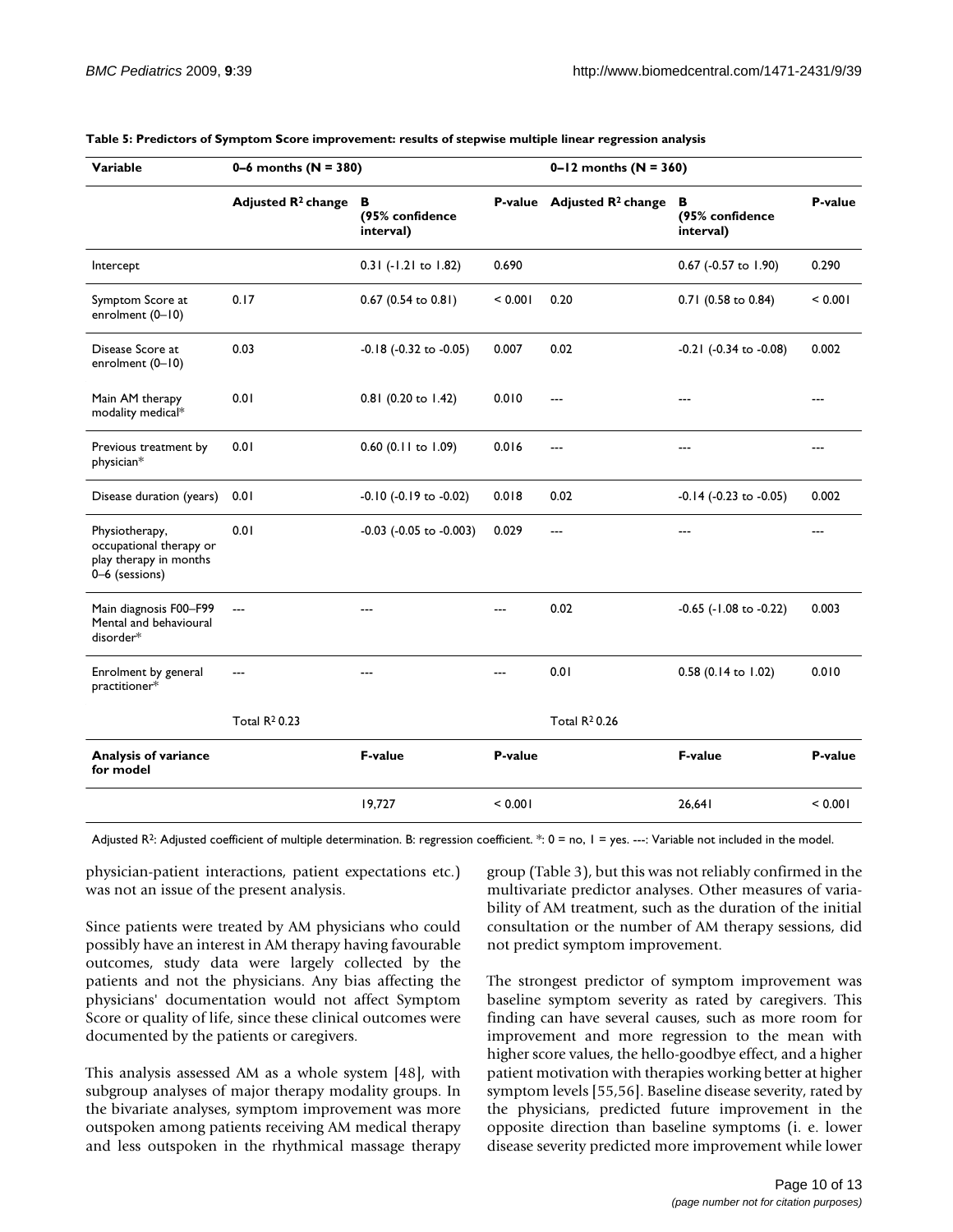**Table 5: Predictors of Symptom Score improvement: results of stepwise multiple linear regression analysis**

| Variable | 0–6 months (N = 380) | | | 0–12 months (N = 360) | | |
|---|---|---|---|---|---|---|
| | Adjusted $R^2$ change | B (95% confidence interval) | P-value | Adjusted $R^2$ change | B (95% confidence interval) | P-value |
| Intercept | | 0.31 (-1.21 to 1.82) | 0.690 | | 0.67 (-0.57 to 1.90) | 0.290 |
| Symptom Score at enrolment (0–10) | 0.17 | 0.67 (0.54 to 0.81) | < 0.001 | 0.20 | 0.71 (0.58 to 0.84) | < 0.001 |
| Disease Score at enrolment (0–10) | 0.03 | -0.18 (-0.32 to -0.05) | 0.007 | 0.02 | -0.21 (-0.34 to -0.08) | 0.002 |
| Main AM therapy modality medical* | 0.01 | 0.81 (0.20 to 1.42) | 0.010 | --- | --- | --- |
| Previous treatment by physician* | 0.01 | 0.60 (0.11 to 1.09) | 0.016 | --- | --- | --- |
| Disease duration (years) | 0.01 | -0.10 (-0.19 to -0.02) | 0.018 | 0.02 | -0.14 (-0.23 to -0.05) | 0.002 |
| Physiotherapy, occupational therapy or play therapy in months 0–6 (sessions) | 0.01 | -0.03 (-0.05 to -0.003) | 0.029 | --- | --- | --- |
| Main diagnosis F00–F99 Mental and behavioural disorder* | --- | --- | --- | 0.02 | -0.65 (-1.08 to -0.22) | 0.003 |
| Enrolment by general practitioner* | --- | --- | --- | 0.01 | 0.58 (0.14 to 1.02) | 0.010 |
| | Total $R^2$ 0.23 | | | Total $R^2$ 0.26 | | |
| **Analysis of variance for model** | | **F-value** | **P-value** | | **F-value** | **P-value** |
| | | 19,727 | < 0.001 | | 26,641 | < 0.001 |

Adjusted $R^2$: Adjusted coefficient of multiple determination. B: regression coefficient. *: 0 = no, 1 = yes. ---: Variable not included in the model.

physician-patient interactions, patient expectations etc.) was not an issue of the present analysis.

Since patients were treated by AM physicians who could possibly have an interest in AM therapy having favourable outcomes, study data were largely collected by the patients and not the physicians. Any bias affecting the physicians' documentation would not affect Symptom Score or quality of life, since these clinical outcomes were documented by the patients or caregivers.

This analysis assessed AM as a whole system [48], with subgroup analyses of major therapy modality groups. In the bivariate analyses, symptom improvement was more outspoken among patients receiving AM medical therapy and less outspoken in the rhythmical massage therapy group (Table 3), but this was not reliably confirmed in the multivariate predictor analyses. Other measures of variability of AM treatment, such as the duration of the initial consultation or the number of AM therapy sessions, did not predict symptom improvement.

The strongest predictor of symptom improvement was baseline symptom severity as rated by caregivers. This finding can have several causes, such as more room for improvement and more regression to the mean with higher score values, the hello-goodbye effect, and a higher patient motivation with therapies working better at higher symptom levels [55,56]. Baseline disease severity, rated by the physicians, predicted future improvement in the opposite direction than baseline symptoms (i. e. lower disease severity predicted more improvement while lower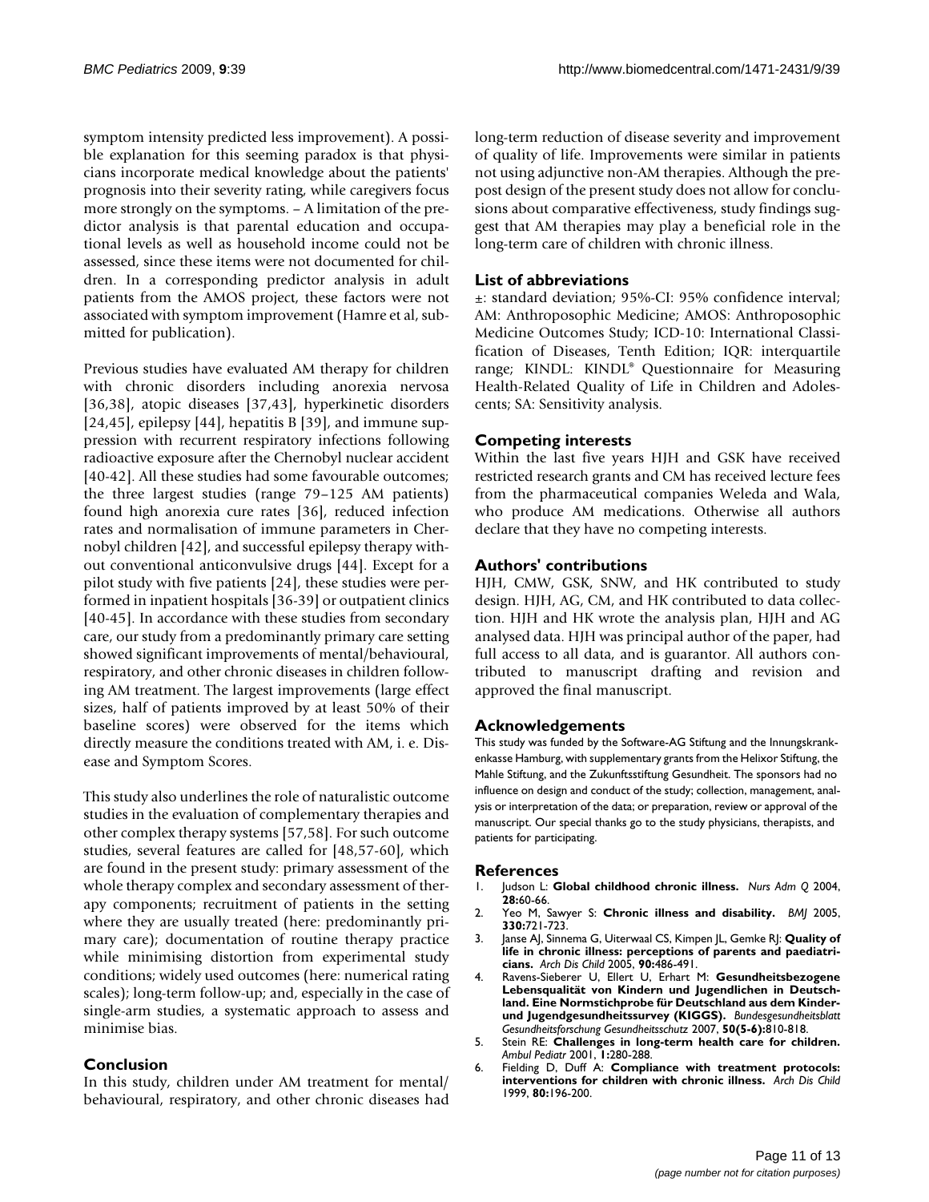symptom intensity predicted less improvement). A possible explanation for this seeming paradox is that physicians incorporate medical knowledge about the patients' prognosis into their severity rating, while caregivers focus more strongly on the symptoms. – A limitation of the predictor analysis is that parental education and occupational levels as well as household income could not be assessed, since these items were not documented for children. In a corresponding predictor analysis in adult patients from the AMOS project, these factors were not associated with symptom improvement (Hamre et al, submitted for publication).

Previous studies have evaluated AM therapy for children with chronic disorders including anorexia nervosa [36,38], atopic diseases [37,43], hyperkinetic disorders [24,45], epilepsy [44], hepatitis B [39], and immune suppression with recurrent respiratory infections following radioactive exposure after the Chernobyl nuclear accident [40-42]. All these studies had some favourable outcomes; the three largest studies (range 79–125 AM patients) found high anorexia cure rates [36], reduced infection rates and normalisation of immune parameters in Chernobyl children [42], and successful epilepsy therapy without conventional anticonvulsive drugs [44]. Except for a pilot study with five patients [24], these studies were performed in inpatient hospitals [36-39] or outpatient clinics [40-45]. In accordance with these studies from secondary care, our study from a predominantly primary care setting showed significant improvements of mental/behavioural, respiratory, and other chronic diseases in children following AM treatment. The largest improvements (large effect sizes, half of patients improved by at least 50% of their baseline scores) were observed for the items which directly measure the conditions treated with AM, i. e. Disease and Symptom Scores.

This study also underlines the role of naturalistic outcome studies in the evaluation of complementary therapies and other complex therapy systems [57,58]. For such outcome studies, several features are called for [48,57-60], which are found in the present study: primary assessment of the whole therapy complex and secondary assessment of therapy components; recruitment of patients in the setting where they are usually treated (here: predominantly primary care); documentation of routine therapy practice while minimising distortion from experimental study conditions; widely used outcomes (here: numerical rating scales); long-term follow-up; and, especially in the case of single-arm studies, a systematic approach to assess and minimise bias.

## Conclusion

In this study, children under AM treatment for mental/behavioural, respiratory, and other chronic diseases had long-term reduction of disease severity and improvement of quality of life. Improvements were similar in patients not using adjunctive non-AM therapies. Although the pre-post design of the present study does not allow for conclusions about comparative effectiveness, study findings suggest that AM therapies may play a beneficial role in the long-term care of children with chronic illness.

## List of abbreviations

±: standard deviation; 95%-CI: 95% confidence interval; AM: Anthroposophic Medicine; AMOS: Anthroposophic Medicine Outcomes Study; ICD-10: International Classification of Diseases, Tenth Edition; IQR: interquartile range; KINDL: KINDL® Questionnaire for Measuring Health-Related Quality of Life in Children and Adolescents; SA: Sensitivity analysis.

## Competing interests

Within the last five years HJH and GSK have received restricted research grants and CM has received lecture fees from the pharmaceutical companies Weleda and Wala, who produce AM medications. Otherwise all authors declare that they have no competing interests.

## Authors' contributions

HJH, CMW, GSK, SNW, and HK contributed to study design. HJH, AG, CM, and HK contributed to data collection. HJH and HK wrote the analysis plan, HJH and AG analysed data. HJH was principal author of the paper, had full access to all data, and is guarantor. All authors contributed to manuscript drafting and revision and approved the final manuscript.

## Acknowledgements

This study was funded by the Software-AG Stiftung and the Innungskrankenkasse Hamburg, with supplementary grants from the Helixor Stiftung, the Mahle Stiftung, and the Zukunftsstiftung Gesundheit. The sponsors had no influence on design and conduct of the study; collection, management, analysis or interpretation of the data; or preparation, review or approval of the manuscript. Our special thanks go to the study physicians, therapists, and patients for participating.

## References

1. Judson L: **Global childhood chronic illness.** *Nurs Adm Q* 2004, **28:**60-66.
2. Yeo M, Sawyer S: **Chronic illness and disability.** *BMJ* 2005, **330:**721-723.
3. Janse AJ, Sinnema G, Uiterwaal CS, Kimpen JL, Gemke RJ: **Quality of life in chronic illness: perceptions of parents and paediatricians.** *Arch Dis Child* 2005, **90:**486-491.
4. Ravens-Sieberer U, Ellert U, Erhart M: **Gesundheitsbezogene Lebensqualität von Kindern und Jugendlichen in Deutschland. Eine Normstichprobe für Deutschland aus dem Kinder- und Jugendgesundheitssurvey (KIGGS).** *Bundesgesundheitsblatt Gesundheitsforschung Gesundheitsschutz* 2007, **50(5-6):**810-818.
5. Stein RE: **Challenges in long-term health care for children.** *Ambul Pediatr* 2001, **1:**280-288.
6. Fielding D, Duff A: **Compliance with treatment protocols: interventions for children with chronic illness.** *Arch Dis Child* 1999, **80:**196-200.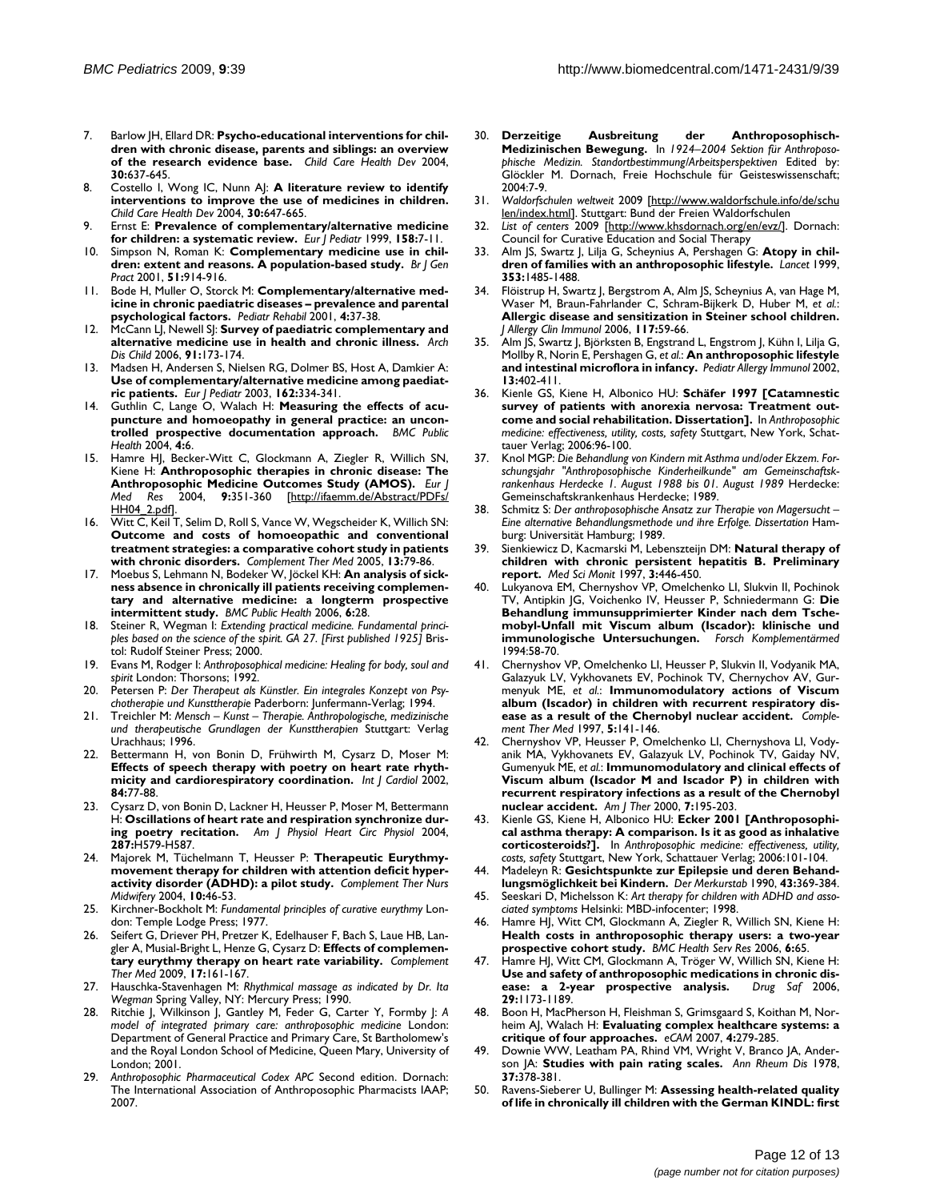7. Barlow JH, Ellard DR: **Psycho-educational interventions for children with chronic disease, parents and siblings: an overview of the research evidence base.** *Child Care Health Dev* 2004, **30:**637-645.
8. Costello I, Wong IC, Nunn AJ: **A literature review to identify interventions to improve the use of medicines in children.** *Child Care Health Dev* 2004, **30:**647-665.
9. Ernst E: **Prevalence of complementary/alternative medicine for children: a systematic review.** *Eur J Pediatr* 1999, **158:**7-11.
10. Simpson N, Roman K: **Complementary medicine use in children: extent and reasons. A population-based study.** *Br J Gen Pract* 2001, **51:**914-916.
11. Bode H, Muller O, Storck M: **Complementary/alternative medicine in chronic paediatric diseases – prevalence and parental psychological factors.** *Pediatr Rehabil* 2001, **4:**37-38.
12. McCann LJ, Newell SJ: **Survey of paediatric complementary and alternative medicine use in health and chronic illness.** *Arch Dis Child* 2006, **91:**173-174.
13. Madsen H, Andersen S, Nielsen RG, Dolmer BS, Host A, Damkier A: **Use of complementary/alternative medicine among paediatric patients.** *Eur J Pediatr* 2003, **162:**334-341.
14. Guthlin C, Lange O, Walach H: **Measuring the effects of acupuncture and homoeopathy in general practice: an uncontrolled prospective documentation approach.** *BMC Public Health* 2004, **4:**6.
15. Hamre HJ, Becker-Witt C, Glockmann A, Ziegler R, Willich SN, Kiene H: **Anthroposophic therapies in chronic disease: The Anthroposophic Medicine Outcomes Study (AMOS).** *Eur J Med Res* 2004, **9:**351-360 [http://ifaemm.de/Abstract/PDFs/HH04_2.pdf].
16. Witt C, Keil T, Selim D, Roll S, Vance W, Wegscheider K, Willich SN: **Outcome and costs of homoeopathic and conventional treatment strategies: a comparative cohort study in patients with chronic disorders.** *Complement Ther Med* 2005, **13:**79-86.
17. Moebus S, Lehmann N, Bodeker W, Jöckel KH: **An analysis of sickness absence in chronically ill patients receiving complementary and alternative medicine: a longterm prospective intermittent study.** *BMC Public Health* 2006, **6:**28.
18. Steiner R, Wegman I: *Extending practical medicine. Fundamental principles based on the science of the spirit. GA 27. [First published 1925]* Bristol: Rudolf Steiner Press; 2000.
19. Evans M, Rodger I: *Anthroposophical medicine: Healing for body, soul and spirit* London: Thorsons; 1992.
20. Petersen P: *Der Therapeut als Künstler. Ein integrales Konzept von Psychotherapie und Kunsttherapie* Paderborn: Junfermann-Verlag; 1994.
21. Treichler M: *Mensch – Kunst – Therapie. Anthropologische, medizinische und therapeutische Grundlagen der Kunsttherapien* Stuttgart: Verlag Urachhaus; 1996.
22. Bettermann H, von Bonin D, Frühwirth M, Cysarz D, Moser M: **Effects of speech therapy with poetry on heart rate rhythmicity and cardiorespiratory coordination.** *Int J Cardiol* 2002, **84:**77-88.
23. Cysarz D, von Bonin D, Lackner H, Heusser P, Moser M, Bettermann H: **Oscillations of heart rate and respiration synchronize during poetry recitation.** *Am J Physiol Heart Circ Physiol* 2004, **287:**H579-H587.
24. Majorek M, Tüchelmann T, Heusser P: **Therapeutic Eurythmy-movement therapy for children with attention deficit hyperactivity disorder (ADHD): a pilot study.** *Complement Ther Nurs Midwifery* 2004, **10:**46-53.
25. Kirchner-Bockholt M: *Fundamental principles of curative eurythmy* London: Temple Lodge Press; 1977.
26. Seifert G, Driever PH, Pretzer K, Edelhauser F, Bach S, Laue HB, Langler A, Musial-Bright L, Henze G, Cysarz D: **Effects of complementary eurythmy therapy on heart rate variability.** *Complement Ther Med* 2009, **17:**161-167.
27. Hauschka-Stavenhagen M: *Rhythmical massage as indicated by Dr. Ita Wegman* Spring Valley, NY: Mercury Press; 1990.
28. Ritchie J, Wilkinson J, Gantley M, Feder G, Carter Y, Formby J: *A model of integrated primary care: anthroposophic medicine* London: Department of General Practice and Primary Care, St Bartholomew's and the Royal London School of Medicine, Queen Mary, University of London; 2001.
29. *Anthroposophic Pharmaceutical Codex APC* Second edition. Dornach: The International Association of Anthroposophic Pharmacists IAAP; 2007.
30. **Derzeitige Ausbreitung der Anthroposophisch-Medizinischen Bewegung.** In *1924–2004 Sektion für Anthroposophische Medizin. Standortbestimmung/Arbeitsperspektiven* Edited by: Glöckler M. Dornach, Freie Hochschule für Geisteswissenschaft; 2004:7-9.
31. *Waldorfschulen weltweit* 2009 [http://www.waldorfschule.info/de/schulen/index.html]. Stuttgart: Bund der Freien Waldorfschulen
32. *List of centers* 2009 [http://www.khsdornach.org/en/evz/]. Dornach: Council for Curative Education and Social Therapy
33. Alm JS, Swartz J, Lilja G, Scheynius A, Pershagen G: **Atopy in children of families with an anthroposophic lifestyle.** *Lancet* 1999, **353:**1485-1488.
34. Flöistrup H, Swartz J, Bergstrom A, Alm JS, Scheynius A, van Hage M, Waser M, Braun-Fahrlander C, Schram-Bijkerk D, Huber M, *et al.*: **Allergic disease and sensitization in Steiner school children.** *J Allergy Clin Immunol* 2006, **117:**59-66.
35. Alm JS, Swartz J, Björksten B, Engstrand L, Engstrom J, Kühn I, Lilja G, Mollby R, Norin E, Pershagen G, *et al.*: **An anthroposophic lifestyle and intestinal microflora in infancy.** *Pediatr Allergy Immunol* 2002, **13:**402-411.
36. Kienle GS, Kiene H, Albonico HU: **Schäfer 1997 [Catamnestic survey of patients with anorexia nervosa: Treatment outcome and social rehabilitation. Dissertation].** In *Anthroposophic medicine: effectiveness, utility, costs, safety* Stuttgart, New York, Schattauer Verlag; 2006:96-100.
37. Knol MGP: *Die Behandlung von Kindern mit Asthma und/oder Ekzem. Forschungsjahr "Anthroposophische Kinderheilkunde" am Gemeinschaftskrankenhaus Herdecke 1. August 1988 bis 01. August 1989* Herdecke: Gemeinschaftskrankenhaus Herdecke; 1989.
38. Schmitz S: *Der anthroposophische Ansatz zur Therapie von Magersucht – Eine alternative Behandlungsmethode und ihre Erfolge. Dissertation* Hamburg: Universität Hamburg; 1989.
39. Sienkiewicz D, Kacmarski M, Lebensztejn DM: **Natural therapy of children with chronic persistent hepatitis B. Preliminary report.** *Med Sci Monit* 1997, **3:**446-450.
40. Lukyanova EM, Chernyshov VP, Omelchenko LI, Slukvin II, Pochinok TV, Antipkin JG, Voichenko IV, Heusser P, Schniedermann G: **Die Behandlung immunsupprimierter Kinder nach dem Tschernobyl-Unfall mit Viscum album (Iscador): klinische und immunologische Untersuchungen.** *Forsch Komplementärmed* 1994:58-70.
41. Chernyshov VP, Omelchenko LI, Heusser P, Slukvin II, Vodyanik MA, Galazyuk LV, Vykhovanets EV, Pochinok TV, Chernychov AV, Gurmenyuk ME, *et al.*: **Immunomodulatory actions of Viscum album (Iscador) in children with recurrent respiratory disease as a result of the Chernobyl nuclear accident.** *Complement Ther Med* 1997, **5:**141-146.
42. Chernyshov VP, Heusser P, Omelchenko LI, Chernyshova LI, Vodyanik MA, Vykhovanets EV, Galazyuk LV, Pochinok TV, Gaiday NV, Gumenyuk ME, *et al.*: **Immunomodulatory and clinical effects of Viscum album (Iscador M and Iscador P) in children with recurrent respiratory infections as a result of the Chernobyl nuclear accident.** *Am J Ther* 2000, **7:**195-203.
43. Kienle GS, Kiene H, Albonico HU: **Ecker 2001 [Anthroposophical asthma therapy: A comparison. Is it as good as inhalative corticosteroids?].** In *Anthroposophic medicine: effectiveness, utility, costs, safety* Stuttgart, New York, Schattauer Verlag; 2006:101-104.
44. Madeleyn R: **Gesichtspunkte zur Epilepsie und deren Behandlungsmöglichkeit bei Kindern.** *Der Merkurstab* 1990, **43:**369-384.
45. Seeskari D, Michelsson K: *Art therapy for children with ADHD and associated symptoms* Helsinki: MBD-infocenter; 1998.
46. Hamre HJ, Witt CM, Glockmann A, Ziegler R, Willich SN, Kiene H: **Health costs in anthroposophic therapy users: a two-year prospective cohort study.** *BMC Health Serv Res* 2006, **6:**65.
47. Hamre HJ, Witt CM, Glockmann A, Tröger W, Willich SN, Kiene H: **Use and safety of anthroposophic medications in chronic disease: a 2-year prospective analysis.** *Drug Saf* 2006, **29:**1173-1189.
48. Boon H, MacPherson H, Fleishman S, Grimsgaard S, Koithan M, Norheim AJ, Walach H: **Evaluating complex healthcare systems: a critique of four approaches.** *eCAM* 2007, **4:**279-285.
49. Downie WW, Leatham PA, Rhind VM, Wright V, Branco JA, Anderson JA: **Studies with pain rating scales.** *Ann Rheum Dis* 1978, **37:**378-381.
50. Ravens-Sieberer U, Bullinger M: **Assessing health-related quality of life in chronically ill children with the German KINDL: first**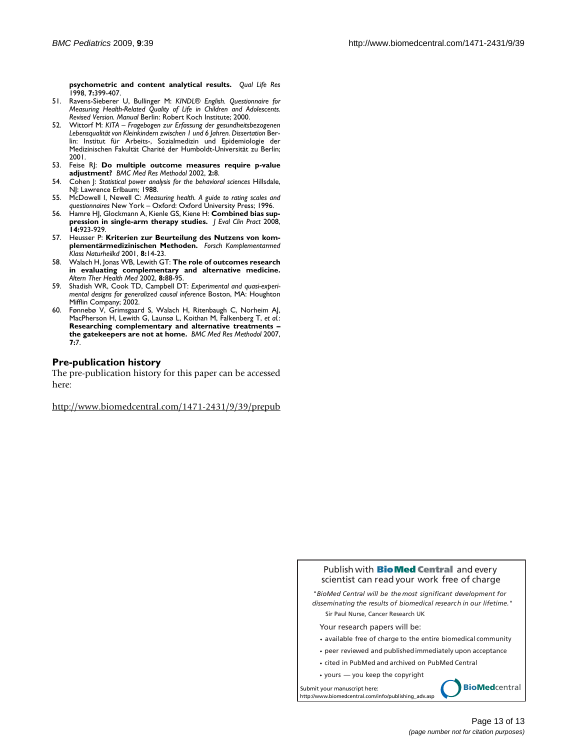**psychometric and content analytical results.** *Qual Life Res* 1998, **7:**399-407.

51. Ravens-Sieberer U, Bullinger M: *KINDL® English. Questionnaire for Measuring Health-Related Quality of Life in Children and Adolescents. Revised Version. Manual* Berlin: Robert Koch Institute; 2000.
52. Wittorf M: *KITA – Fragebogen zur Erfassung der gesundheitsbezogenen Lebensqualität von Kleinkindern zwischen 1 und 6 Jahren. Dissertation* Berlin: Institut für Arbeits-, Sozialmedizin und Epidemiologie der Medizinischen Fakultät Charité der Humboldt-Universität zu Berlin; 2001.
53. Feise RJ: **Do multiple outcome measures require p-value adjustment?** *BMC Med Res Methodol* 2002, **2:**8.
54. Cohen J: *Statistical power analysis for the behavioral sciences* Hillsdale, NJ: Lawrence Erlbaum; 1988.
55. McDowell I, Newell C: *Measuring health. A guide to rating scales and questionnaires* New York – Oxford: Oxford University Press; 1996.
56. Hamre HJ, Glockmann A, Kienle GS, Kiene H: **Combined bias suppression in single-arm therapy studies.** *J Eval Clin Pract* 2008, **14:**923-929.
57. Heusser P: **Kriterien zur Beurteilung des Nutzens von komplementärmedizinischen Methoden.** *Forsch Komplementarmed Klass Naturheilkd* 2001, **8:**14-23.
58. Walach H, Jonas WB, Lewith GT: **The role of outcomes research in evaluating complementary and alternative medicine.** *Altern Ther Health Med* 2002, **8:**88-95.
59. Shadish WR, Cook TD, Campbell DT: *Experimental and quasi-experimental designs for generalized causal inference* Boston, MA: Houghton Mifflin Company; 2002.
60. Fønnebø V, Grimsgaard S, Walach H, Ritenbaugh C, Norheim AJ, MacPherson H, Lewith G, Launsø L, Koithan M, Falkenberg T, *et al.*: **Researching complementary and alternative treatments – the gatekeepers are not at home.** *BMC Med Res Methodol* 2007, **7:**7.

## Pre-publication history

The pre-publication history for this paper can be accessed here:

http://www.biomedcentral.com/1471-2431/9/39/prepub

Publish with **BioMed Central** and every scientist can read your work free of charge

*"BioMed Central will be the most significant development for disseminating the results of biomedical research in our lifetime."*
Sir Paul Nurse, Cancer Research UK

Your research papers will be:

- available free of charge to the entire biomedical community
- peer reviewed and published immediately upon acceptance
- cited in PubMed and archived on PubMed Central
- yours — you keep the copyright

Submit your manuscript here:
http://www.biomedcentral.com/info/publishing_adv.asp

**BioMed**central